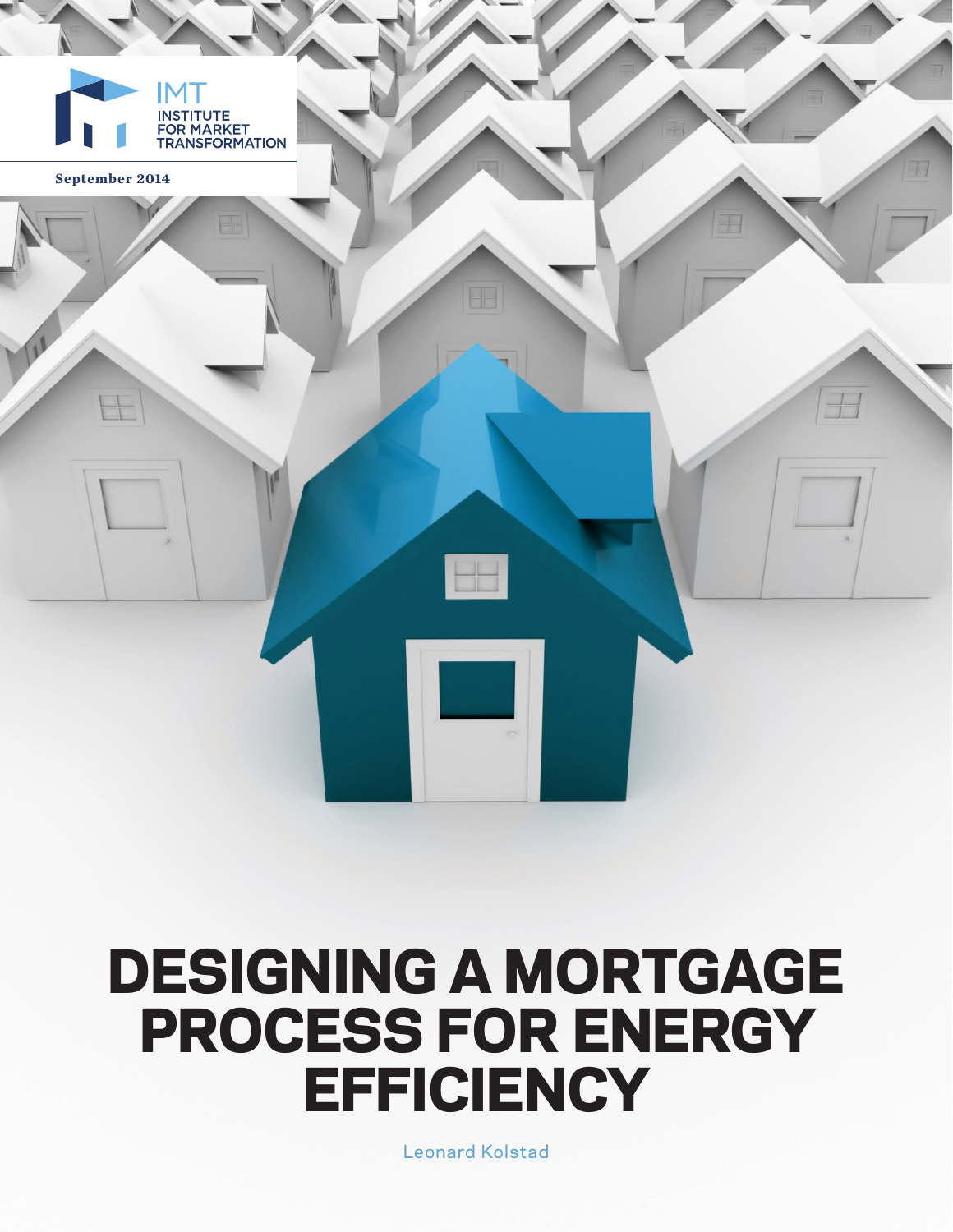IMT
INSTITUTE
FOR MARKET
TRANSFORMATION

September 2014

# DESIGNING A MORTGAGE PROCESS FOR ENERGY EFFICIENCY

Leonard Kolstad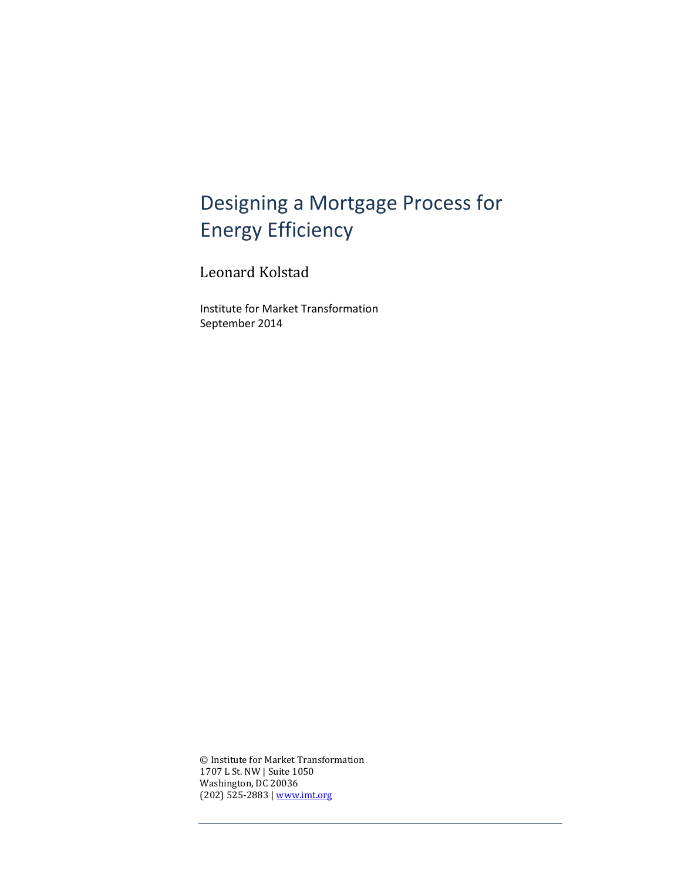# Designing a Mortgage Process for Energy Efficiency

Leonard Kolstad

Institute for Market Transformation
September 2014

© Institute for Market Transformation
1707 L St. NW | Suite 1050
Washington, DC 20036
(202) 525-2883 | www.imt.org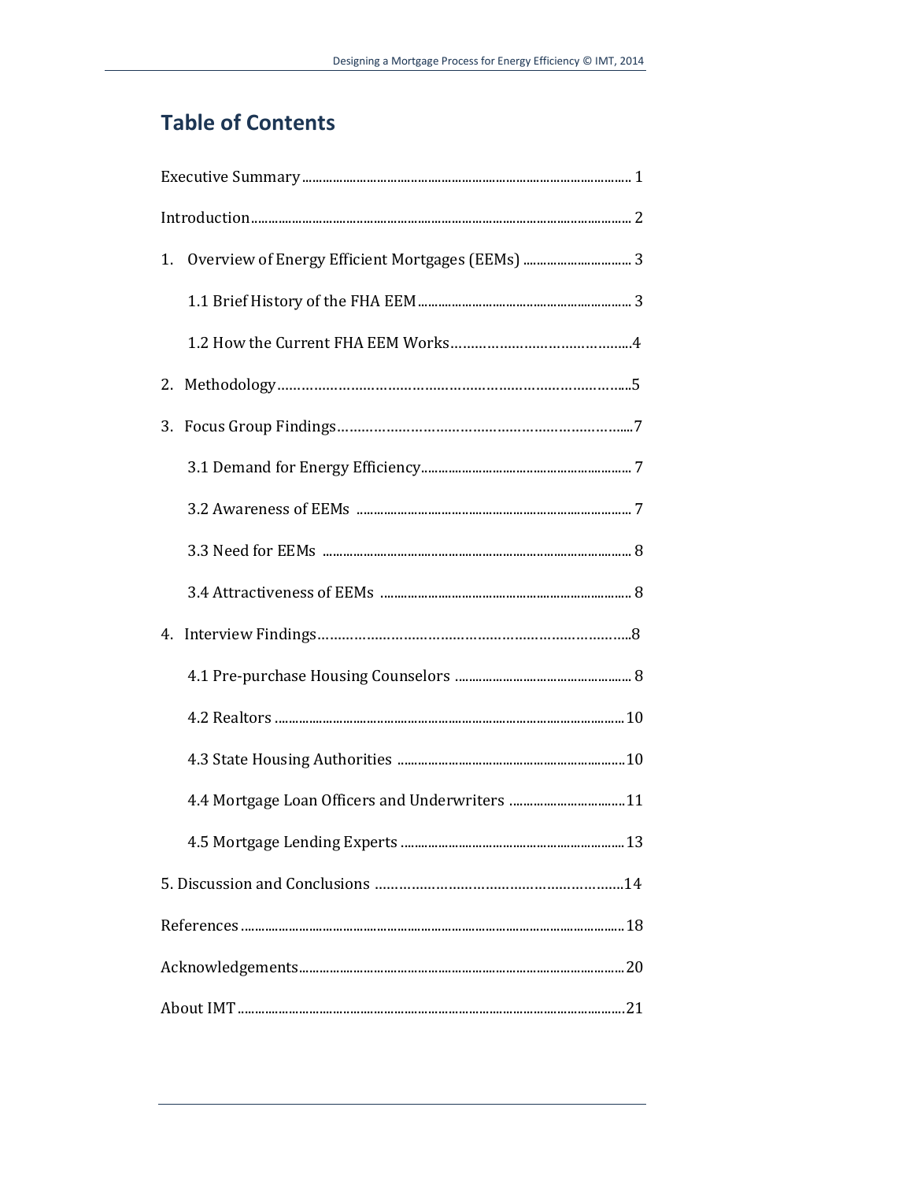# Table of Contents

Executive Summary ........ 1

Introduction ........ 2

1. Overview of Energy Efficient Mortgages (EEMs) ........ 3
   - 1.1 Brief History of the FHA EEM ........ 3
   - 1.2 How the Current FHA EEM Works ........ 4
2. Methodology ........ 5
3. Focus Group Findings ........ 7
   - 3.1 Demand for Energy Efficiency ........ 7
   - 3.2 Awareness of EEMs ........ 7
   - 3.3 Need for EEMs ........ 8
   - 3.4 Attractiveness of EEMs ........ 8
4. Interview Findings ........ 8
   - 4.1 Pre-purchase Housing Counselors ........ 8
   - 4.2 Realtors ........ 10
   - 4.3 State Housing Authorities ........ 10
   - 4.4 Mortgage Loan Officers and Underwriters ........ 11
   - 4.5 Mortgage Lending Experts ........ 13
5. Discussion and Conclusions ........ 14

References ........ 18

Acknowledgements ........ 20

About IMT ........ 21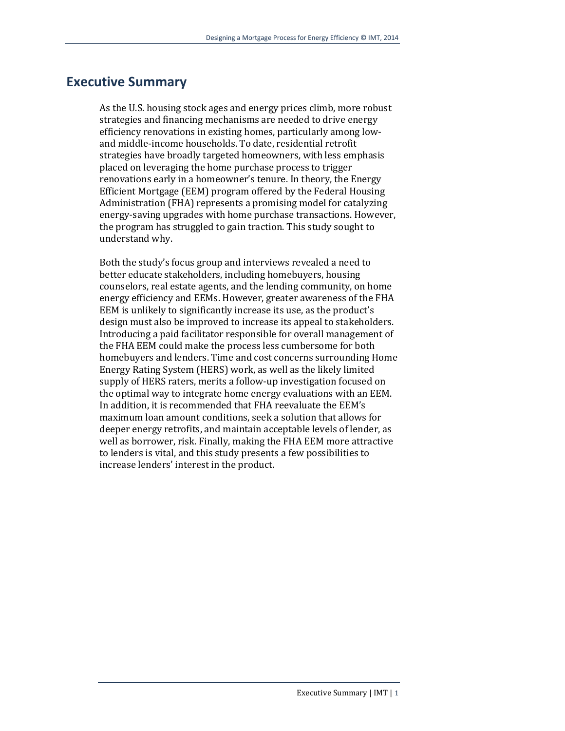## Executive Summary

As the U.S. housing stock ages and energy prices climb, more robust strategies and financing mechanisms are needed to drive energy efficiency renovations in existing homes, particularly among low- and middle-income households. To date, residential retrofit strategies have broadly targeted homeowners, with less emphasis placed on leveraging the home purchase process to trigger renovations early in a homeowner's tenure. In theory, the Energy Efficient Mortgage (EEM) program offered by the Federal Housing Administration (FHA) represents a promising model for catalyzing energy-saving upgrades with home purchase transactions. However, the program has struggled to gain traction. This study sought to understand why.

Both the study's focus group and interviews revealed a need to better educate stakeholders, including homebuyers, housing counselors, real estate agents, and the lending community, on home energy efficiency and EEMs. However, greater awareness of the FHA EEM is unlikely to significantly increase its use, as the product's design must also be improved to increase its appeal to stakeholders. Introducing a paid facilitator responsible for overall management of the FHA EEM could make the process less cumbersome for both homebuyers and lenders. Time and cost concerns surrounding Home Energy Rating System (HERS) work, as well as the likely limited supply of HERS raters, merits a follow-up investigation focused on the optimal way to integrate home energy evaluations with an EEM. In addition, it is recommended that FHA reevaluate the EEM's maximum loan amount conditions, seek a solution that allows for deeper energy retrofits, and maintain acceptable levels of lender, as well as borrower, risk. Finally, making the FHA EEM more attractive to lenders is vital, and this study presents a few possibilities to increase lenders' interest in the product.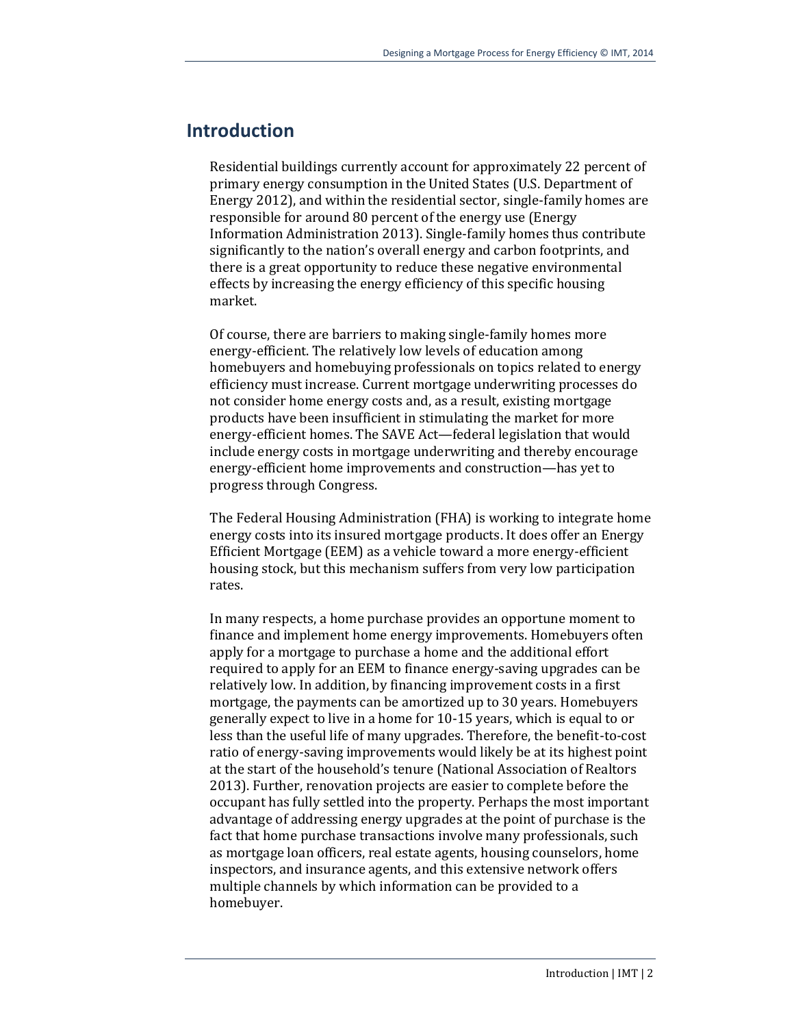## Introduction

Residential buildings currently account for approximately 22 percent of primary energy consumption in the United States (U.S. Department of Energy 2012), and within the residential sector, single-family homes are responsible for around 80 percent of the energy use (Energy Information Administration 2013). Single-family homes thus contribute significantly to the nation's overall energy and carbon footprints, and there is a great opportunity to reduce these negative environmental effects by increasing the energy efficiency of this specific housing market.

Of course, there are barriers to making single-family homes more energy-efficient. The relatively low levels of education among homebuyers and homebuying professionals on topics related to energy efficiency must increase. Current mortgage underwriting processes do not consider home energy costs and, as a result, existing mortgage products have been insufficient in stimulating the market for more energy-efficient homes. The SAVE Act—federal legislation that would include energy costs in mortgage underwriting and thereby encourage energy-efficient home improvements and construction—has yet to progress through Congress.

The Federal Housing Administration (FHA) is working to integrate home energy costs into its insured mortgage products. It does offer an Energy Efficient Mortgage (EEM) as a vehicle toward a more energy-efficient housing stock, but this mechanism suffers from very low participation rates.

In many respects, a home purchase provides an opportune moment to finance and implement home energy improvements. Homebuyers often apply for a mortgage to purchase a home and the additional effort required to apply for an EEM to finance energy-saving upgrades can be relatively low. In addition, by financing improvement costs in a first mortgage, the payments can be amortized up to 30 years. Homebuyers generally expect to live in a home for 10-15 years, which is equal to or less than the useful life of many upgrades. Therefore, the benefit-to-cost ratio of energy-saving improvements would likely be at its highest point at the start of the household's tenure (National Association of Realtors 2013). Further, renovation projects are easier to complete before the occupant has fully settled into the property. Perhaps the most important advantage of addressing energy upgrades at the point of purchase is the fact that home purchase transactions involve many professionals, such as mortgage loan officers, real estate agents, housing counselors, home inspectors, and insurance agents, and this extensive network offers multiple channels by which information can be provided to a homebuyer.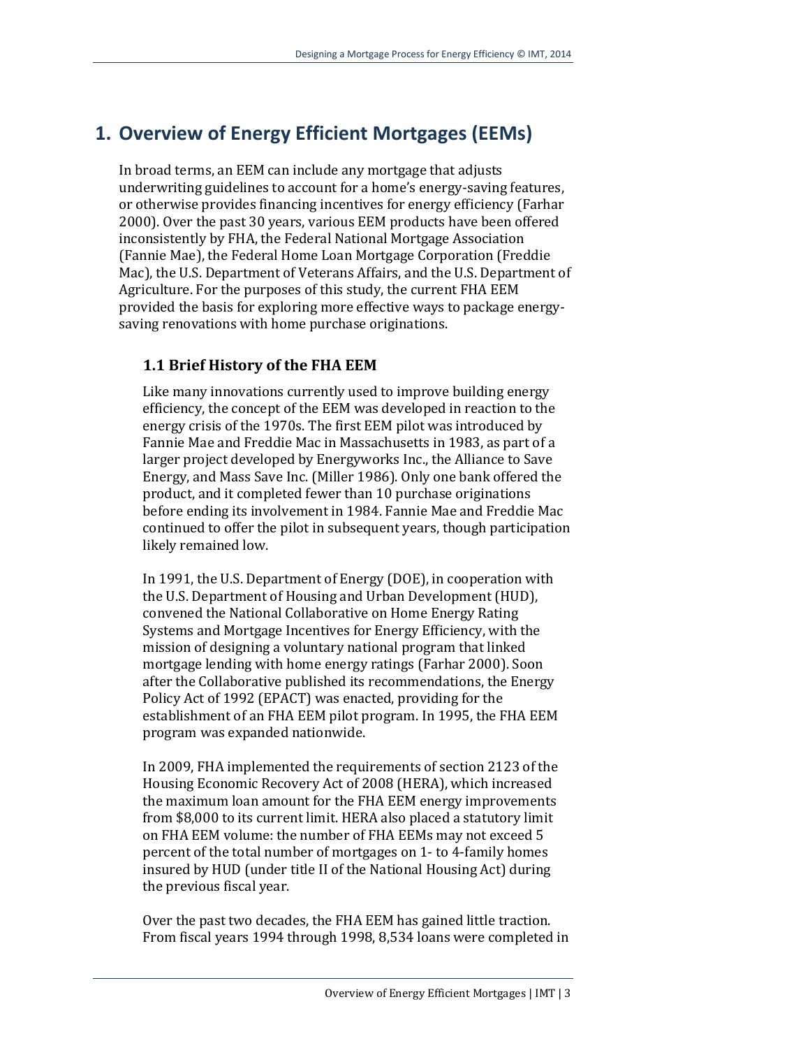# 1. Overview of Energy Efficient Mortgages (EEMs)

In broad terms, an EEM can include any mortgage that adjusts underwriting guidelines to account for a home's energy-saving features, or otherwise provides financing incentives for energy efficiency (Farhar 2000). Over the past 30 years, various EEM products have been offered inconsistently by FHA, the Federal National Mortgage Association (Fannie Mae), the Federal Home Loan Mortgage Corporation (Freddie Mac), the U.S. Department of Veterans Affairs, and the U.S. Department of Agriculture. For the purposes of this study, the current FHA EEM provided the basis for exploring more effective ways to package energy-saving renovations with home purchase originations.

## 1.1 Brief History of the FHA EEM

Like many innovations currently used to improve building energy efficiency, the concept of the EEM was developed in reaction to the energy crisis of the 1970s. The first EEM pilot was introduced by Fannie Mae and Freddie Mac in Massachusetts in 1983, as part of a larger project developed by Energyworks Inc., the Alliance to Save Energy, and Mass Save Inc. (Miller 1986). Only one bank offered the product, and it completed fewer than 10 purchase originations before ending its involvement in 1984. Fannie Mae and Freddie Mac continued to offer the pilot in subsequent years, though participation likely remained low.

In 1991, the U.S. Department of Energy (DOE), in cooperation with the U.S. Department of Housing and Urban Development (HUD), convened the National Collaborative on Home Energy Rating Systems and Mortgage Incentives for Energy Efficiency, with the mission of designing a voluntary national program that linked mortgage lending with home energy ratings (Farhar 2000). Soon after the Collaborative published its recommendations, the Energy Policy Act of 1992 (EPACT) was enacted, providing for the establishment of an FHA EEM pilot program. In 1995, the FHA EEM program was expanded nationwide.

In 2009, FHA implemented the requirements of section 2123 of the Housing Economic Recovery Act of 2008 (HERA), which increased the maximum loan amount for the FHA EEM energy improvements from $8,000 to its current limit. HERA also placed a statutory limit on FHA EEM volume: the number of FHA EEMs may not exceed 5 percent of the total number of mortgages on 1- to 4-family homes insured by HUD (under title II of the National Housing Act) during the previous fiscal year.

Over the past two decades, the FHA EEM has gained little traction. From fiscal years 1994 through 1998, 8,534 loans were completed in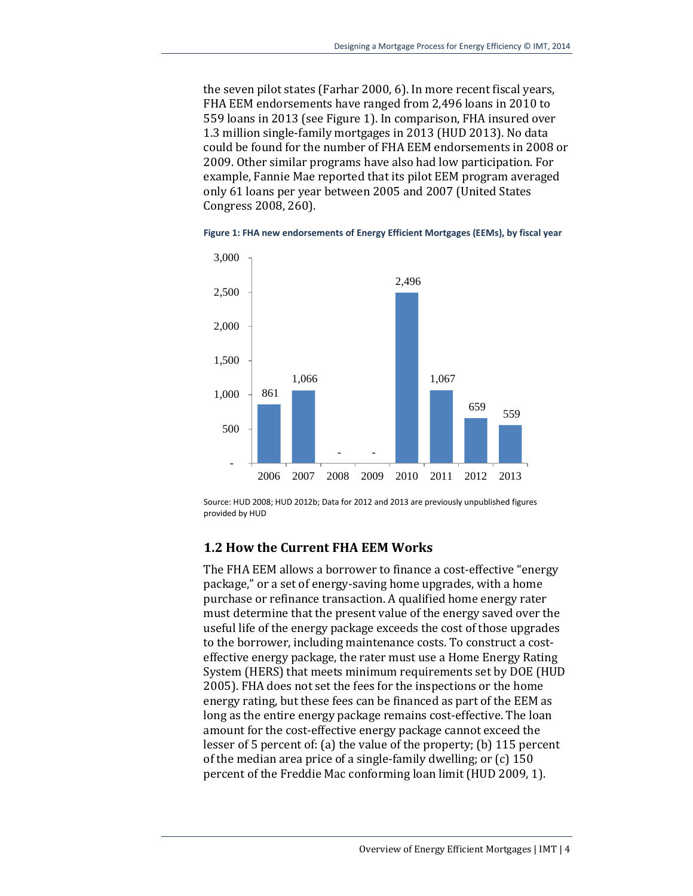the seven pilot states (Farhar 2000, 6). In more recent fiscal years, FHA EEM endorsements have ranged from 2,496 loans in 2010 to 559 loans in 2013 (see Figure 1). In comparison, FHA insured over 1.3 million single-family mortgages in 2013 (HUD 2013). No data could be found for the number of FHA EEM endorsements in 2008 or 2009. Other similar programs have also had low participation. For example, Fannie Mae reported that its pilot EEM program averaged only 61 loans per year between 2005 and 2007 (United States Congress 2008, 260).

**Figure 1: FHA new endorsements of Energy Efficient Mortgages (EEMs), by fiscal year**

| Fiscal year | 2006 | 2007 | 2008 | 2009 | 2010 | 2011 | 2012 | 2013 |
|---|---|---|---|---|---|---|---|---|
| EEM endorsements | 861 | 1,066 | - | - | 2,496 | 1,067 | 659 | 559 |

Source: HUD 2008; HUD 2012b; Data for 2012 and 2013 are previously unpublished figures provided by HUD

## 1.2 How the Current FHA EEM Works

The FHA EEM allows a borrower to finance a cost-effective "energy package," or a set of energy-saving home upgrades, with a home purchase or refinance transaction. A qualified home energy rater must determine that the present value of the energy saved over the useful life of the energy package exceeds the cost of those upgrades to the borrower, including maintenance costs. To construct a cost-effective energy package, the rater must use a Home Energy Rating System (HERS) that meets minimum requirements set by DOE (HUD 2005). FHA does not set the fees for the inspections or the home energy rating, but these fees can be financed as part of the EEM as long as the entire energy package remains cost-effective. The loan amount for the cost-effective energy package cannot exceed the lesser of 5 percent of: (a) the value of the property; (b) 115 percent of the median area price of a single-family dwelling; or (c) 150 percent of the Freddie Mac conforming loan limit (HUD 2009, 1).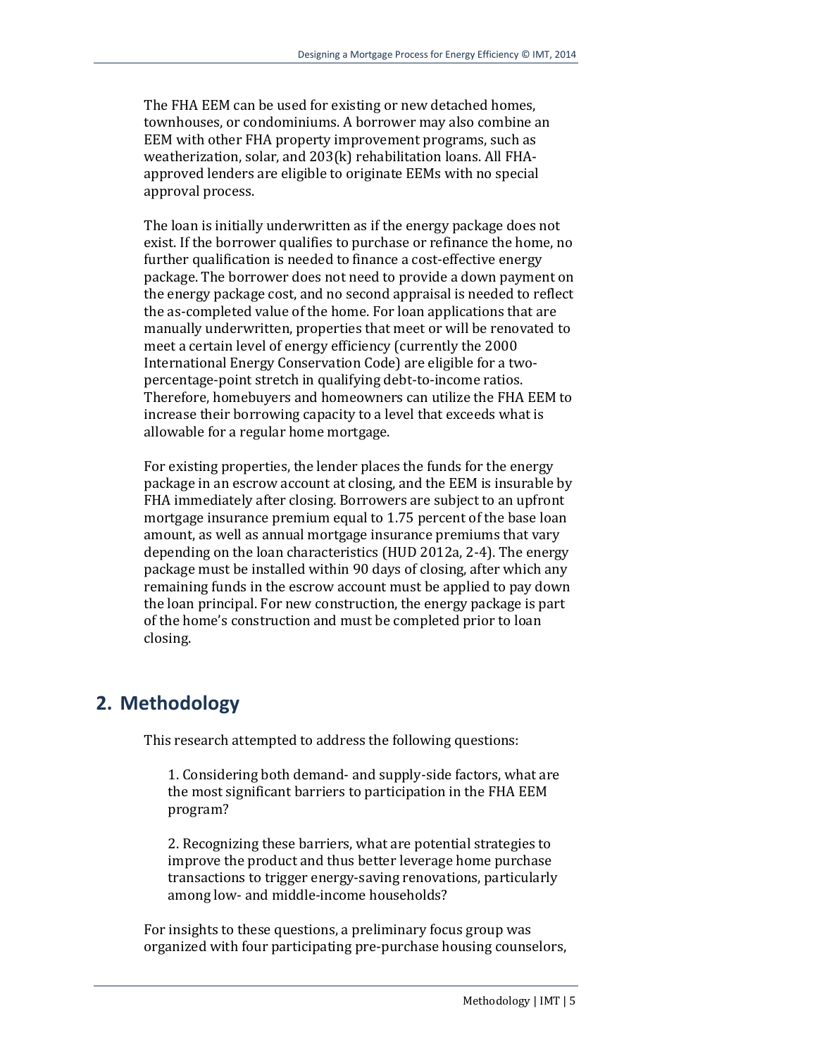The FHA EEM can be used for existing or new detached homes, townhouses, or condominiums. A borrower may also combine an EEM with other FHA property improvement programs, such as weatherization, solar, and 203(k) rehabilitation loans. All FHA-approved lenders are eligible to originate EEMs with no special approval process.

The loan is initially underwritten as if the energy package does not exist. If the borrower qualifies to purchase or refinance the home, no further qualification is needed to finance a cost-effective energy package. The borrower does not need to provide a down payment on the energy package cost, and no second appraisal is needed to reflect the as-completed value of the home. For loan applications that are manually underwritten, properties that meet or will be renovated to meet a certain level of energy efficiency (currently the 2000 International Energy Conservation Code) are eligible for a two-percentage-point stretch in qualifying debt-to-income ratios. Therefore, homebuyers and homeowners can utilize the FHA EEM to increase their borrowing capacity to a level that exceeds what is allowable for a regular home mortgage.

For existing properties, the lender places the funds for the energy package in an escrow account at closing, and the EEM is insurable by FHA immediately after closing. Borrowers are subject to an upfront mortgage insurance premium equal to 1.75 percent of the base loan amount, as well as annual mortgage insurance premiums that vary depending on the loan characteristics (HUD 2012a, 2-4). The energy package must be installed within 90 days of closing, after which any remaining funds in the escrow account must be applied to pay down the loan principal. For new construction, the energy package is part of the home's construction and must be completed prior to loan closing.

## 2. Methodology

This research attempted to address the following questions:

1. Considering both demand- and supply-side factors, what are the most significant barriers to participation in the FHA EEM program?

2. Recognizing these barriers, what are potential strategies to improve the product and thus better leverage home purchase transactions to trigger energy-saving renovations, particularly among low- and middle-income households?

For insights to these questions, a preliminary focus group was organized with four participating pre-purchase housing counselors,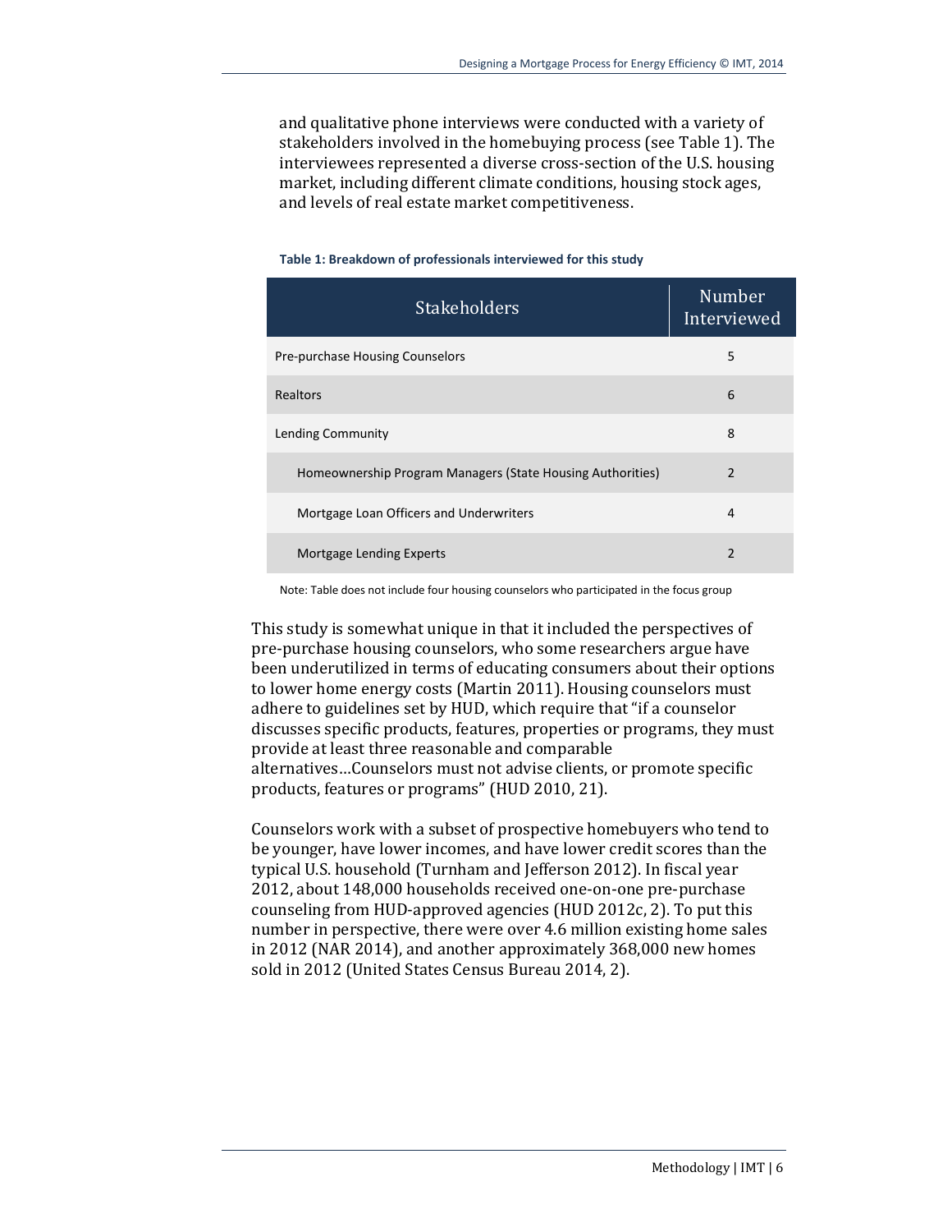and qualitative phone interviews were conducted with a variety of stakeholders involved in the homebuying process (see Table 1). The interviewees represented a diverse cross-section of the U.S. housing market, including different climate conditions, housing stock ages, and levels of real estate market competitiveness.

**Table 1: Breakdown of professionals interviewed for this study**

| Stakeholders | Number Interviewed |
|---|---|
| Pre-purchase Housing Counselors | 5 |
| Realtors | 6 |
| Lending Community | 8 |
| Homeownership Program Managers (State Housing Authorities) | 2 |
| Mortgage Loan Officers and Underwriters | 4 |
| Mortgage Lending Experts | 2 |

Note: Table does not include four housing counselors who participated in the focus group

This study is somewhat unique in that it included the perspectives of pre-purchase housing counselors, who some researchers argue have been underutilized in terms of educating consumers about their options to lower home energy costs (Martin 2011). Housing counselors must adhere to guidelines set by HUD, which require that "if a counselor discusses specific products, features, properties or programs, they must provide at least three reasonable and comparable alternatives…Counselors must not advise clients, or promote specific products, features or programs" (HUD 2010, 21).

Counselors work with a subset of prospective homebuyers who tend to be younger, have lower incomes, and have lower credit scores than the typical U.S. household (Turnham and Jefferson 2012). In fiscal year 2012, about 148,000 households received one-on-one pre-purchase counseling from HUD-approved agencies (HUD 2012c, 2). To put this number in perspective, there were over 4.6 million existing home sales in 2012 (NAR 2014), and another approximately 368,000 new homes sold in 2012 (United States Census Bureau 2014, 2).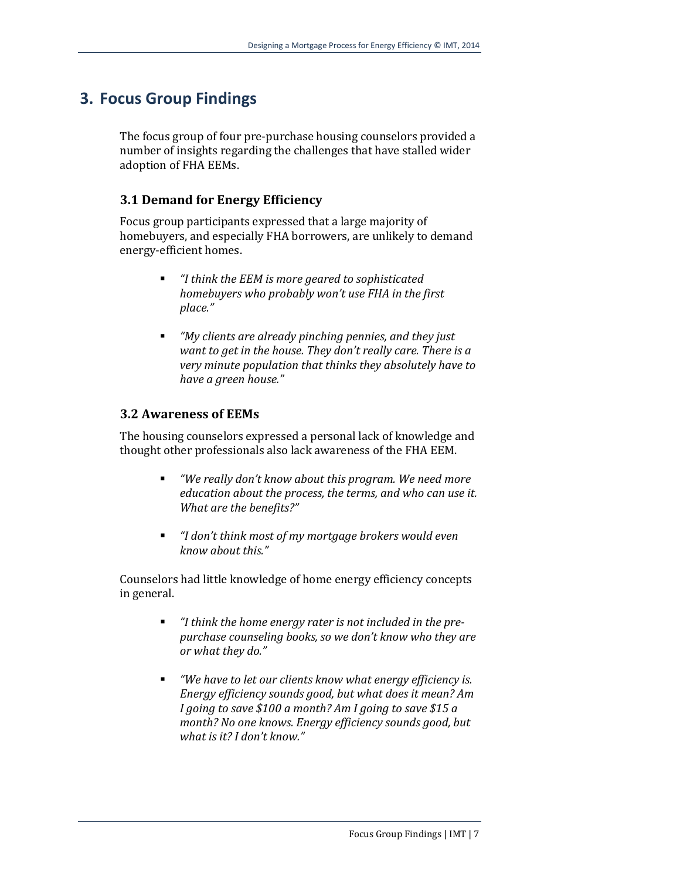# 3. Focus Group Findings

The focus group of four pre-purchase housing counselors provided a number of insights regarding the challenges that have stalled wider adoption of FHA EEMs.

## 3.1 Demand for Energy Efficiency

Focus group participants expressed that a large majority of homebuyers, and especially FHA borrowers, are unlikely to demand energy-efficient homes.

- *"I think the EEM is more geared to sophisticated homebuyers who probably won't use FHA in the first place."*
- *"My clients are already pinching pennies, and they just want to get in the house. They don't really care. There is a very minute population that thinks they absolutely have to have a green house."*

## 3.2 Awareness of EEMs

The housing counselors expressed a personal lack of knowledge and thought other professionals also lack awareness of the FHA EEM.

- *"We really don't know about this program. We need more education about the process, the terms, and who can use it. What are the benefits?"*
- *"I don't think most of my mortgage brokers would even know about this."*

Counselors had little knowledge of home energy efficiency concepts in general.

- *"I think the home energy rater is not included in the pre-purchase counseling books, so we don't know who they are or what they do."*
- *"We have to let our clients know what energy efficiency is. Energy efficiency sounds good, but what does it mean? Am I going to save $100 a month? Am I going to save $15 a month? No one knows. Energy efficiency sounds good, but what is it? I don't know."*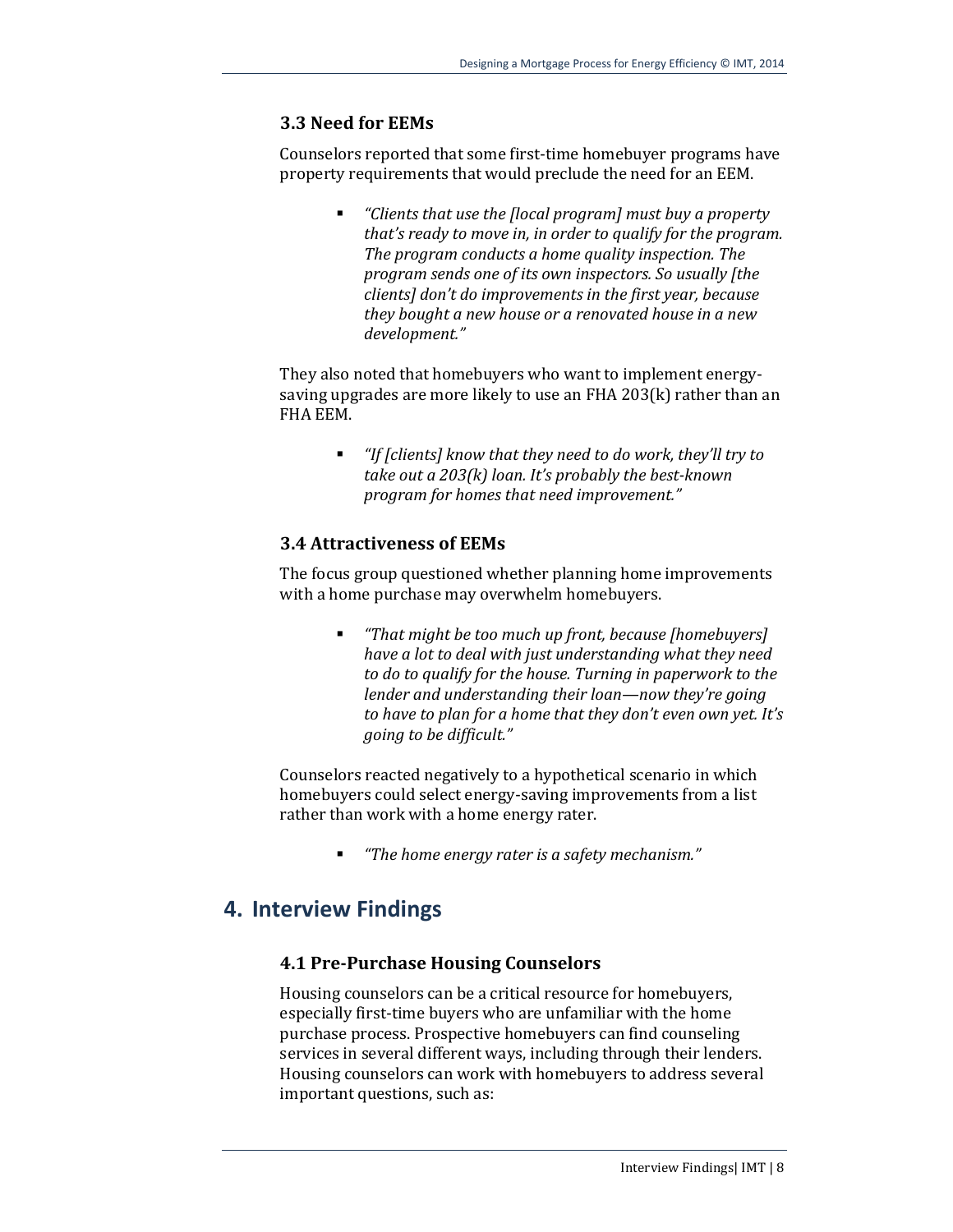### 3.3 Need for EEMs

Counselors reported that some first-time homebuyer programs have property requirements that would preclude the need for an EEM.

- *"Clients that use the [local program] must buy a property that's ready to move in, in order to qualify for the program. The program conducts a home quality inspection. The program sends one of its own inspectors. So usually [the clients] don't do improvements in the first year, because they bought a new house or a renovated house in a new development."*

They also noted that homebuyers who want to implement energy-saving upgrades are more likely to use an FHA 203(k) rather than an FHA EEM.

- *"If [clients] know that they need to do work, they'll try to take out a 203(k) loan. It's probably the best-known program for homes that need improvement."*

### 3.4 Attractiveness of EEMs

The focus group questioned whether planning home improvements with a home purchase may overwhelm homebuyers.

- *"That might be too much up front, because [homebuyers] have a lot to deal with just understanding what they need to do to qualify for the house. Turning in paperwork to the lender and understanding their loan—now they're going to have to plan for a home that they don't even own yet. It's going to be difficult."*

Counselors reacted negatively to a hypothetical scenario in which homebuyers could select energy-saving improvements from a list rather than work with a home energy rater.

- *"The home energy rater is a safety mechanism."*

## 4. Interview Findings

### 4.1 Pre-Purchase Housing Counselors

Housing counselors can be a critical resource for homebuyers, especially first-time buyers who are unfamiliar with the home purchase process. Prospective homebuyers can find counseling services in several different ways, including through their lenders. Housing counselors can work with homebuyers to address several important questions, such as: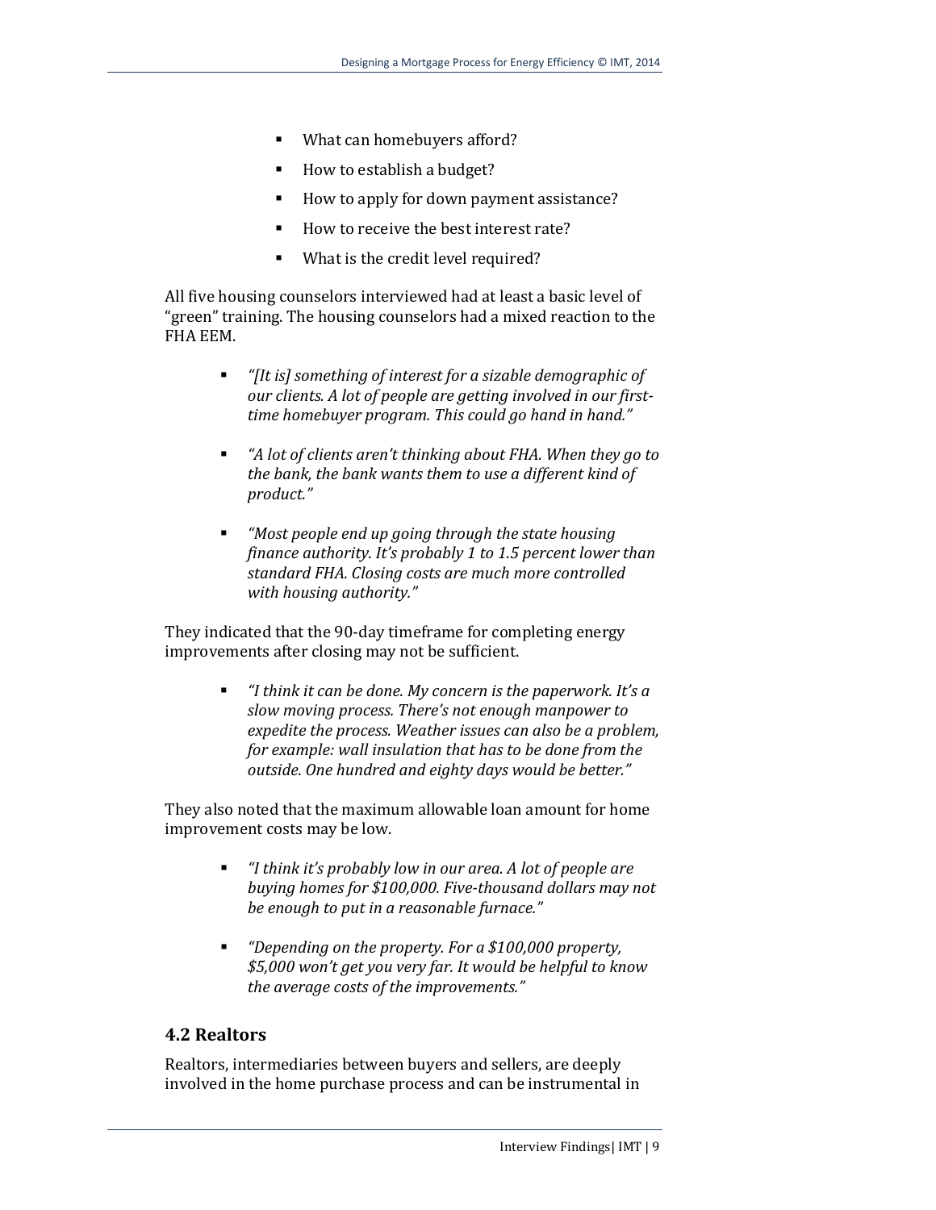- What can homebuyers afford?
- How to establish a budget?
- How to apply for down payment assistance?
- How to receive the best interest rate?
- What is the credit level required?

All five housing counselors interviewed had at least a basic level of "green" training. The housing counselors had a mixed reaction to the FHA EEM.

- *"[It is] something of interest for a sizable demographic of our clients. A lot of people are getting involved in our first-time homebuyer program. This could go hand in hand."*
- *"A lot of clients aren't thinking about FHA. When they go to the bank, the bank wants them to use a different kind of product."*
- *"Most people end up going through the state housing finance authority. It's probably 1 to 1.5 percent lower than standard FHA. Closing costs are much more controlled with housing authority."*

They indicated that the 90-day timeframe for completing energy improvements after closing may not be sufficient.

- *"I think it can be done. My concern is the paperwork. It's a slow moving process. There's not enough manpower to expedite the process. Weather issues can also be a problem, for example: wall insulation that has to be done from the outside. One hundred and eighty days would be better."*

They also noted that the maximum allowable loan amount for home improvement costs may be low.

- *"I think it's probably low in our area. A lot of people are buying homes for $100,000. Five-thousand dollars may not be enough to put in a reasonable furnace."*
- *"Depending on the property. For a $100,000 property, $5,000 won't get you very far. It would be helpful to know the average costs of the improvements."*

## 4.2 Realtors

Realtors, intermediaries between buyers and sellers, are deeply involved in the home purchase process and can be instrumental in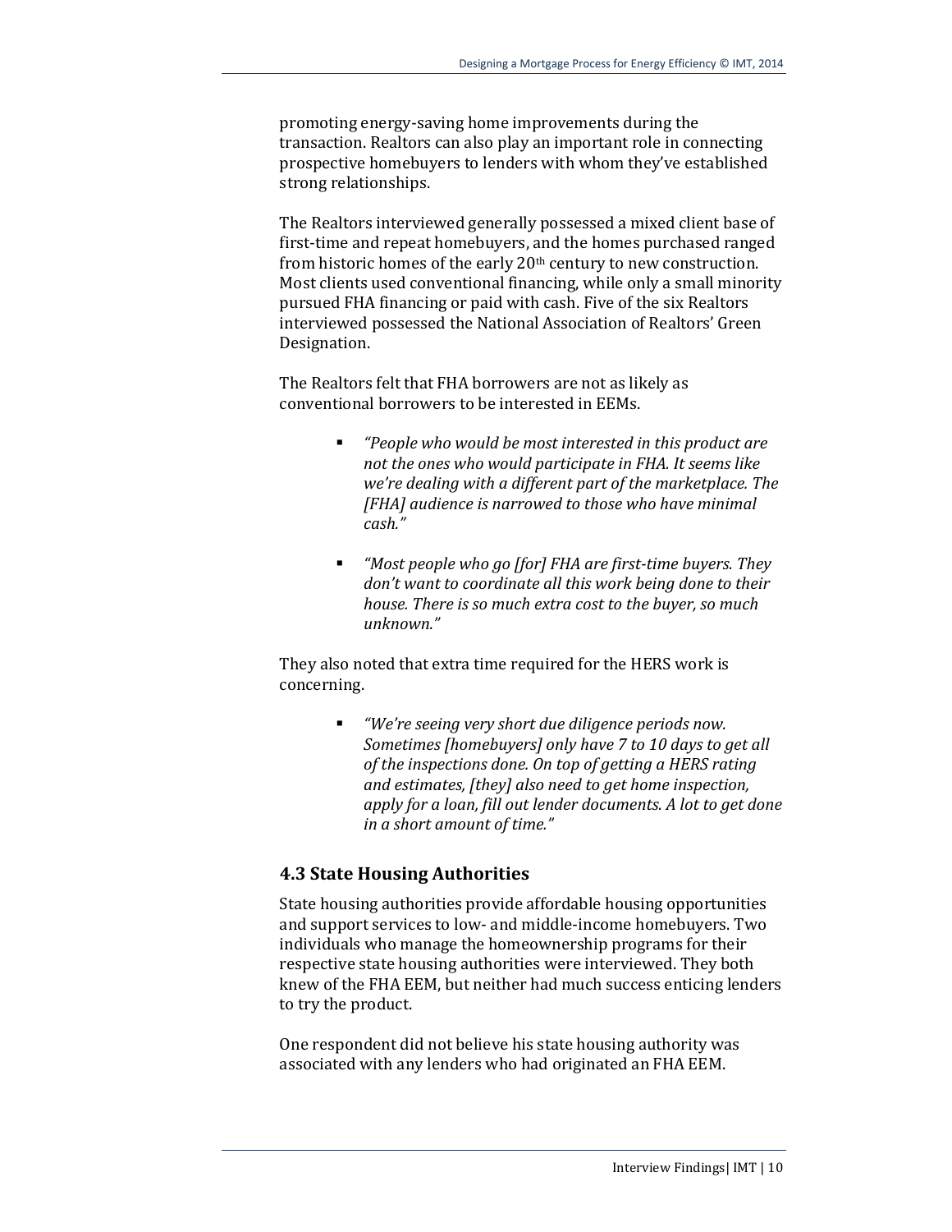promoting energy-saving home improvements during the transaction. Realtors can also play an important role in connecting prospective homebuyers to lenders with whom they've established strong relationships.

The Realtors interviewed generally possessed a mixed client base of first-time and repeat homebuyers, and the homes purchased ranged from historic homes of the early 20th century to new construction. Most clients used conventional financing, while only a small minority pursued FHA financing or paid with cash. Five of the six Realtors interviewed possessed the National Association of Realtors' Green Designation.

The Realtors felt that FHA borrowers are not as likely as conventional borrowers to be interested in EEMs.

- *"People who would be most interested in this product are not the ones who would participate in FHA. It seems like we're dealing with a different part of the marketplace. The [FHA] audience is narrowed to those who have minimal cash."*
- *"Most people who go [for] FHA are first-time buyers. They don't want to coordinate all this work being done to their house. There is so much extra cost to the buyer, so much unknown."*

They also noted that extra time required for the HERS work is concerning.

- *"We're seeing very short due diligence periods now. Sometimes [homebuyers] only have 7 to 10 days to get all of the inspections done. On top of getting a HERS rating and estimates, [they] also need to get home inspection, apply for a loan, fill out lender documents. A lot to get done in a short amount of time."*

### 4.3 State Housing Authorities

State housing authorities provide affordable housing opportunities and support services to low- and middle-income homebuyers. Two individuals who manage the homeownership programs for their respective state housing authorities were interviewed. They both knew of the FHA EEM, but neither had much success enticing lenders to try the product.

One respondent did not believe his state housing authority was associated with any lenders who had originated an FHA EEM.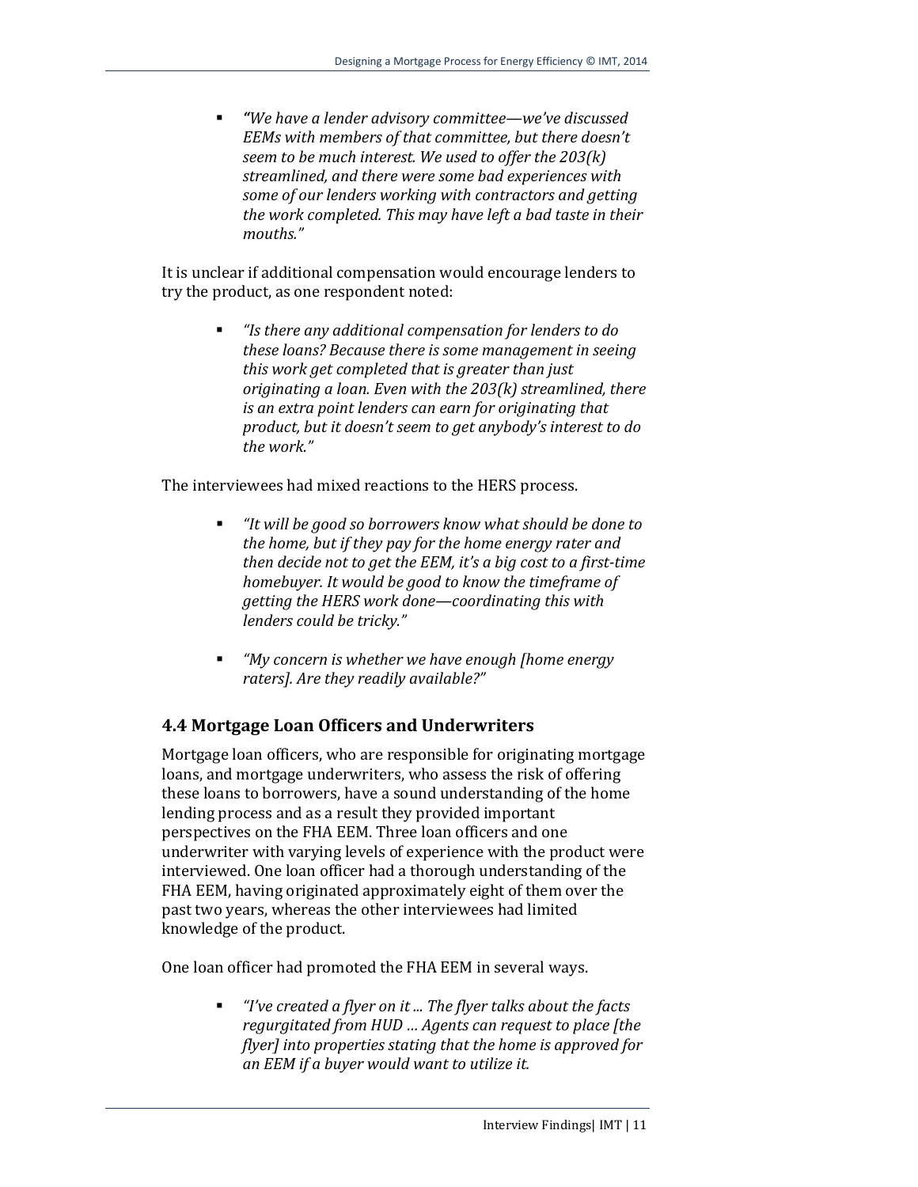- *"We have a lender advisory committee—we've discussed EEMs with members of that committee, but there doesn't seem to be much interest. We used to offer the 203(k) streamlined, and there were some bad experiences with some of our lenders working with contractors and getting the work completed. This may have left a bad taste in their mouths."*

It is unclear if additional compensation would encourage lenders to try the product, as one respondent noted:

- *"Is there any additional compensation for lenders to do these loans? Because there is some management in seeing this work get completed that is greater than just originating a loan. Even with the 203(k) streamlined, there is an extra point lenders can earn for originating that product, but it doesn't seem to get anybody's interest to do the work."*

The interviewees had mixed reactions to the HERS process.

- *"It will be good so borrowers know what should be done to the home, but if they pay for the home energy rater and then decide not to get the EEM, it's a big cost to a first-time homebuyer. It would be good to know the timeframe of getting the HERS work done—coordinating this with lenders could be tricky."*

- *"My concern is whether we have enough [home energy raters]. Are they readily available?"*

## 4.4 Mortgage Loan Officers and Underwriters

Mortgage loan officers, who are responsible for originating mortgage loans, and mortgage underwriters, who assess the risk of offering these loans to borrowers, have a sound understanding of the home lending process and as a result they provided important perspectives on the FHA EEM. Three loan officers and one underwriter with varying levels of experience with the product were interviewed. One loan officer had a thorough understanding of the FHA EEM, having originated approximately eight of them over the past two years, whereas the other interviewees had limited knowledge of the product.

One loan officer had promoted the FHA EEM in several ways.

- *"I've created a flyer on it ... The flyer talks about the facts regurgitated from HUD ... Agents can request to place [the flyer] into properties stating that the home is approved for an EEM if a buyer would want to utilize it.*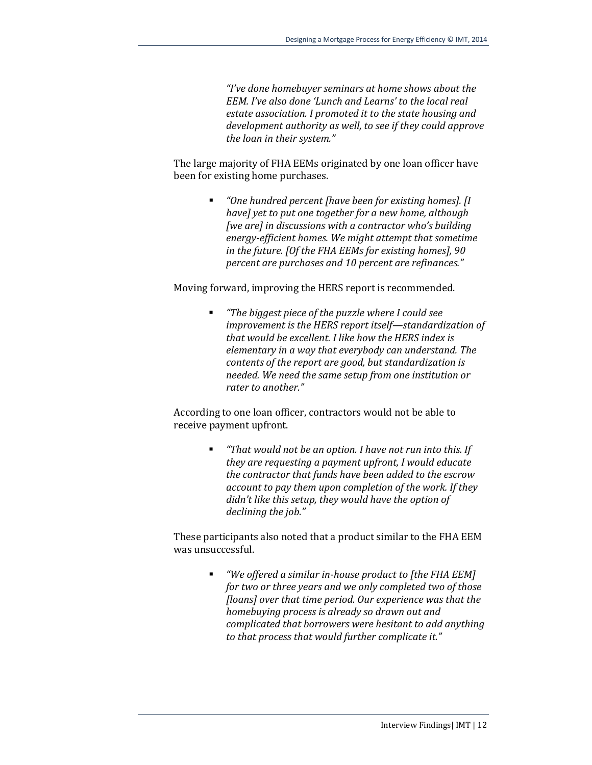> *"I've done homebuyer seminars at home shows about the EEM. I've also done 'Lunch and Learns' to the local real estate association. I promoted it to the state housing and development authority as well, to see if they could approve the loan in their system."*

The large majority of FHA EEMs originated by one loan officer have been for existing home purchases.

- *"One hundred percent [have been for existing homes]. [I have] yet to put one together for a new home, although [we are] in discussions with a contractor who's building energy-efficient homes. We might attempt that sometime in the future. [Of the FHA EEMs for existing homes], 90 percent are purchases and 10 percent are refinances."*

Moving forward, improving the HERS report is recommended.

- *"The biggest piece of the puzzle where I could see improvement is the HERS report itself—standardization of that would be excellent. I like how the HERS index is elementary in a way that everybody can understand. The contents of the report are good, but standardization is needed. We need the same setup from one institution or rater to another."*

According to one loan officer, contractors would not be able to receive payment upfront.

- *"That would not be an option. I have not run into this. If they are requesting a payment upfront, I would educate the contractor that funds have been added to the escrow account to pay them upon completion of the work. If they didn't like this setup, they would have the option of declining the job."*

These participants also noted that a product similar to the FHA EEM was unsuccessful.

- *"We offered a similar in-house product to [the FHA EEM] for two or three years and we only completed two of those [loans] over that time period. Our experience was that the homebuying process is already so drawn out and complicated that borrowers were hesitant to add anything to that process that would further complicate it."*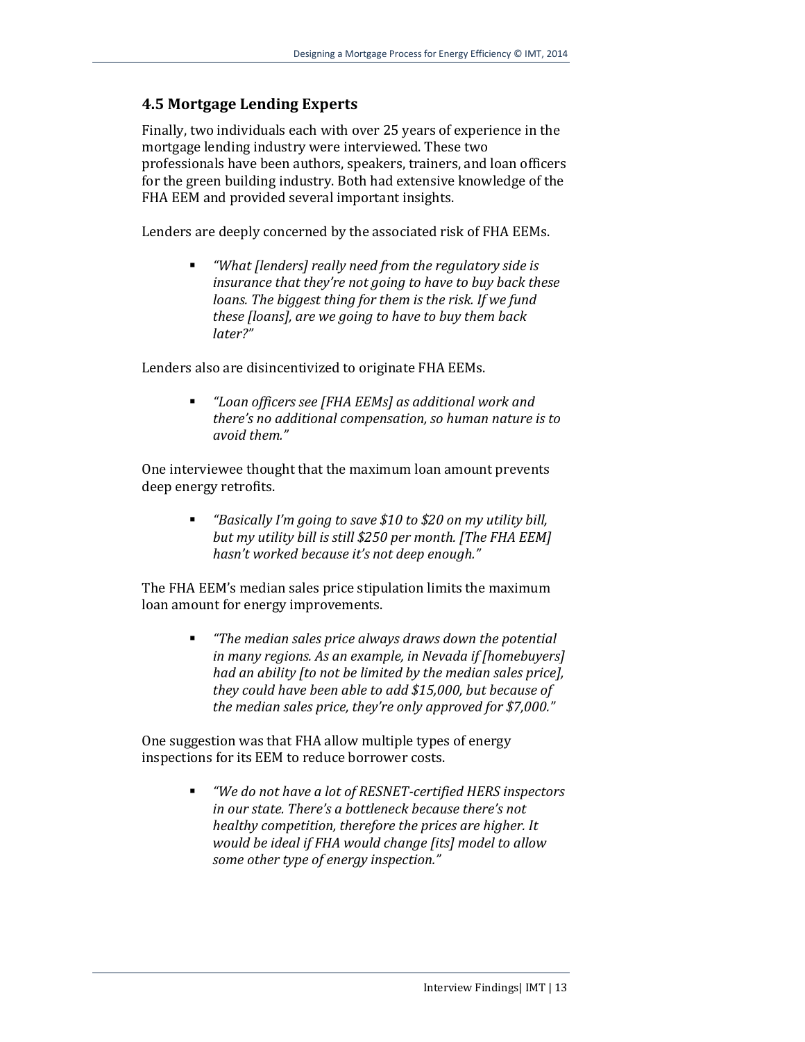### 4.5 Mortgage Lending Experts

Finally, two individuals each with over 25 years of experience in the mortgage lending industry were interviewed. These two professionals have been authors, speakers, trainers, and loan officers for the green building industry. Both had extensive knowledge of the FHA EEM and provided several important insights.

Lenders are deeply concerned by the associated risk of FHA EEMs.

- *"What [lenders] really need from the regulatory side is insurance that they're not going to have to buy back these loans. The biggest thing for them is the risk. If we fund these [loans], are we going to have to buy them back later?"*

Lenders also are disincentivized to originate FHA EEMs.

- *"Loan officers see [FHA EEMs] as additional work and there's no additional compensation, so human nature is to avoid them."*

One interviewee thought that the maximum loan amount prevents deep energy retrofits.

- *"Basically I'm going to save $10 to $20 on my utility bill, but my utility bill is still $250 per month. [The FHA EEM] hasn't worked because it's not deep enough."*

The FHA EEM's median sales price stipulation limits the maximum loan amount for energy improvements.

- *"The median sales price always draws down the potential in many regions. As an example, in Nevada if [homebuyers] had an ability [to not be limited by the median sales price], they could have been able to add $15,000, but because of the median sales price, they're only approved for $7,000."*

One suggestion was that FHA allow multiple types of energy inspections for its EEM to reduce borrower costs.

- *"We do not have a lot of RESNET-certified HERS inspectors in our state. There's a bottleneck because there's not healthy competition, therefore the prices are higher. It would be ideal if FHA would change [its] model to allow some other type of energy inspection."*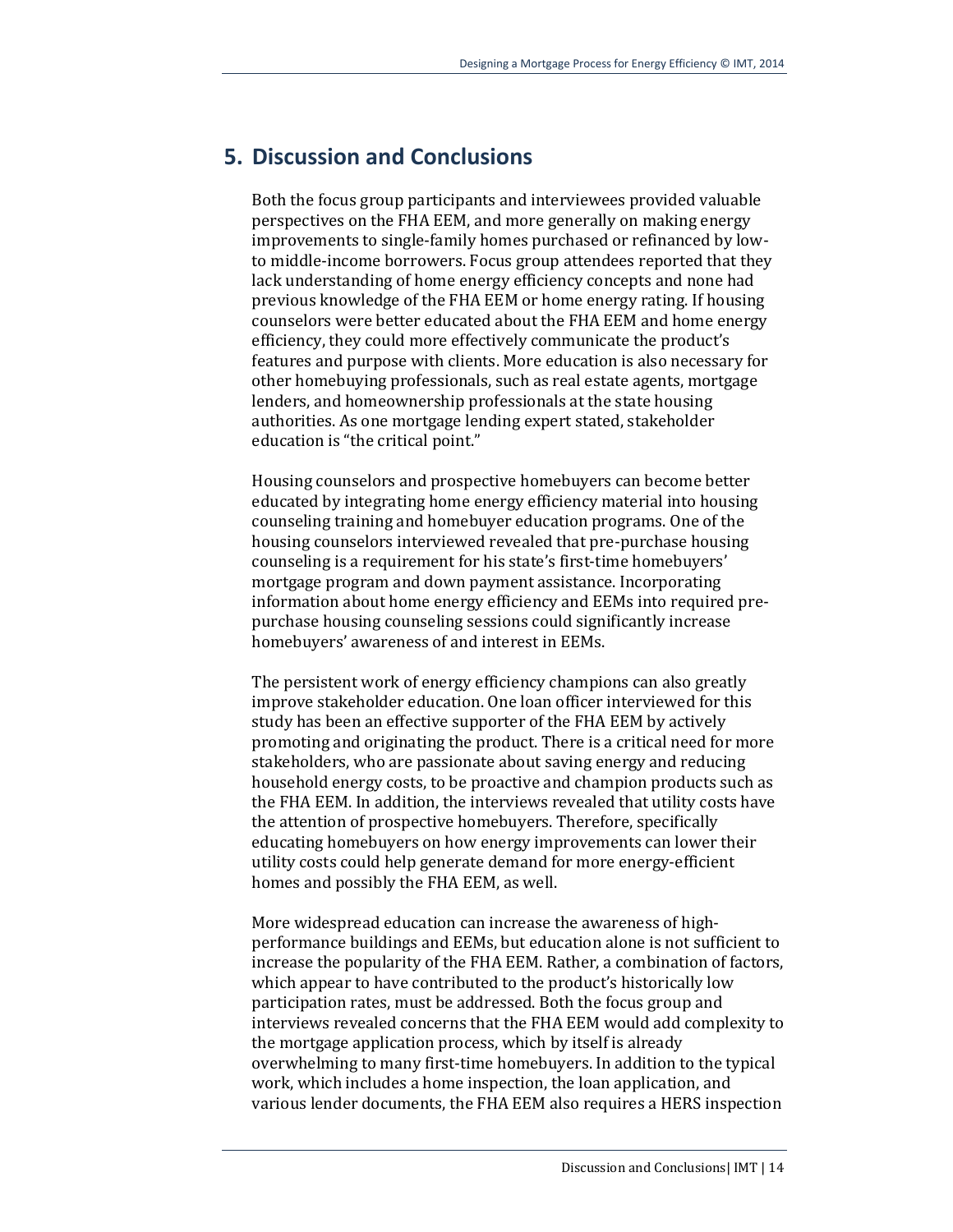## 5. Discussion and Conclusions

Both the focus group participants and interviewees provided valuable perspectives on the FHA EEM, and more generally on making energy improvements to single-family homes purchased or refinanced by low-to middle-income borrowers. Focus group attendees reported that they lack understanding of home energy efficiency concepts and none had previous knowledge of the FHA EEM or home energy rating. If housing counselors were better educated about the FHA EEM and home energy efficiency, they could more effectively communicate the product's features and purpose with clients. More education is also necessary for other homebuying professionals, such as real estate agents, mortgage lenders, and homeownership professionals at the state housing authorities. As one mortgage lending expert stated, stakeholder education is "the critical point."

Housing counselors and prospective homebuyers can become better educated by integrating home energy efficiency material into housing counseling training and homebuyer education programs. One of the housing counselors interviewed revealed that pre-purchase housing counseling is a requirement for his state's first-time homebuyers' mortgage program and down payment assistance. Incorporating information about home energy efficiency and EEMs into required pre-purchase housing counseling sessions could significantly increase homebuyers' awareness of and interest in EEMs.

The persistent work of energy efficiency champions can also greatly improve stakeholder education. One loan officer interviewed for this study has been an effective supporter of the FHA EEM by actively promoting and originating the product. There is a critical need for more stakeholders, who are passionate about saving energy and reducing household energy costs, to be proactive and champion products such as the FHA EEM. In addition, the interviews revealed that utility costs have the attention of prospective homebuyers. Therefore, specifically educating homebuyers on how energy improvements can lower their utility costs could help generate demand for more energy-efficient homes and possibly the FHA EEM, as well.

More widespread education can increase the awareness of high-performance buildings and EEMs, but education alone is not sufficient to increase the popularity of the FHA EEM. Rather, a combination of factors, which appear to have contributed to the product's historically low participation rates, must be addressed. Both the focus group and interviews revealed concerns that the FHA EEM would add complexity to the mortgage application process, which by itself is already overwhelming to many first-time homebuyers. In addition to the typical work, which includes a home inspection, the loan application, and various lender documents, the FHA EEM also requires a HERS inspection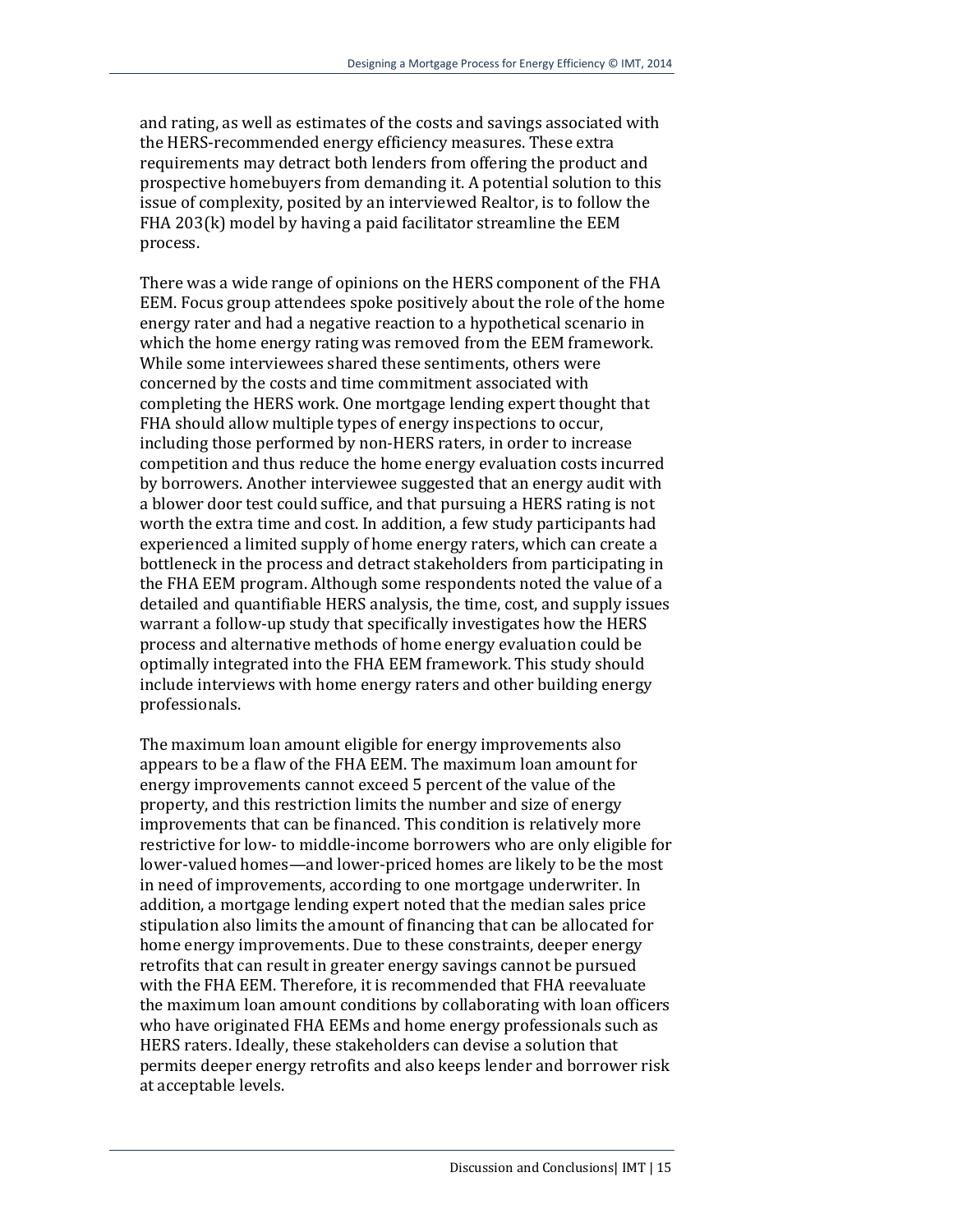and rating, as well as estimates of the costs and savings associated with the HERS-recommended energy efficiency measures. These extra requirements may detract both lenders from offering the product and prospective homebuyers from demanding it. A potential solution to this issue of complexity, posited by an interviewed Realtor, is to follow the FHA 203(k) model by having a paid facilitator streamline the EEM process.

There was a wide range of opinions on the HERS component of the FHA EEM. Focus group attendees spoke positively about the role of the home energy rater and had a negative reaction to a hypothetical scenario in which the home energy rating was removed from the EEM framework. While some interviewees shared these sentiments, others were concerned by the costs and time commitment associated with completing the HERS work. One mortgage lending expert thought that FHA should allow multiple types of energy inspections to occur, including those performed by non-HERS raters, in order to increase competition and thus reduce the home energy evaluation costs incurred by borrowers. Another interviewee suggested that an energy audit with a blower door test could suffice, and that pursuing a HERS rating is not worth the extra time and cost. In addition, a few study participants had experienced a limited supply of home energy raters, which can create a bottleneck in the process and detract stakeholders from participating in the FHA EEM program. Although some respondents noted the value of a detailed and quantifiable HERS analysis, the time, cost, and supply issues warrant a follow-up study that specifically investigates how the HERS process and alternative methods of home energy evaluation could be optimally integrated into the FHA EEM framework. This study should include interviews with home energy raters and other building energy professionals.

The maximum loan amount eligible for energy improvements also appears to be a flaw of the FHA EEM. The maximum loan amount for energy improvements cannot exceed 5 percent of the value of the property, and this restriction limits the number and size of energy improvements that can be financed. This condition is relatively more restrictive for low- to middle-income borrowers who are only eligible for lower-valued homes—and lower-priced homes are likely to be the most in need of improvements, according to one mortgage underwriter. In addition, a mortgage lending expert noted that the median sales price stipulation also limits the amount of financing that can be allocated for home energy improvements. Due to these constraints, deeper energy retrofits that can result in greater energy savings cannot be pursued with the FHA EEM. Therefore, it is recommended that FHA reevaluate the maximum loan amount conditions by collaborating with loan officers who have originated FHA EEMs and home energy professionals such as HERS raters. Ideally, these stakeholders can devise a solution that permits deeper energy retrofits and also keeps lender and borrower risk at acceptable levels.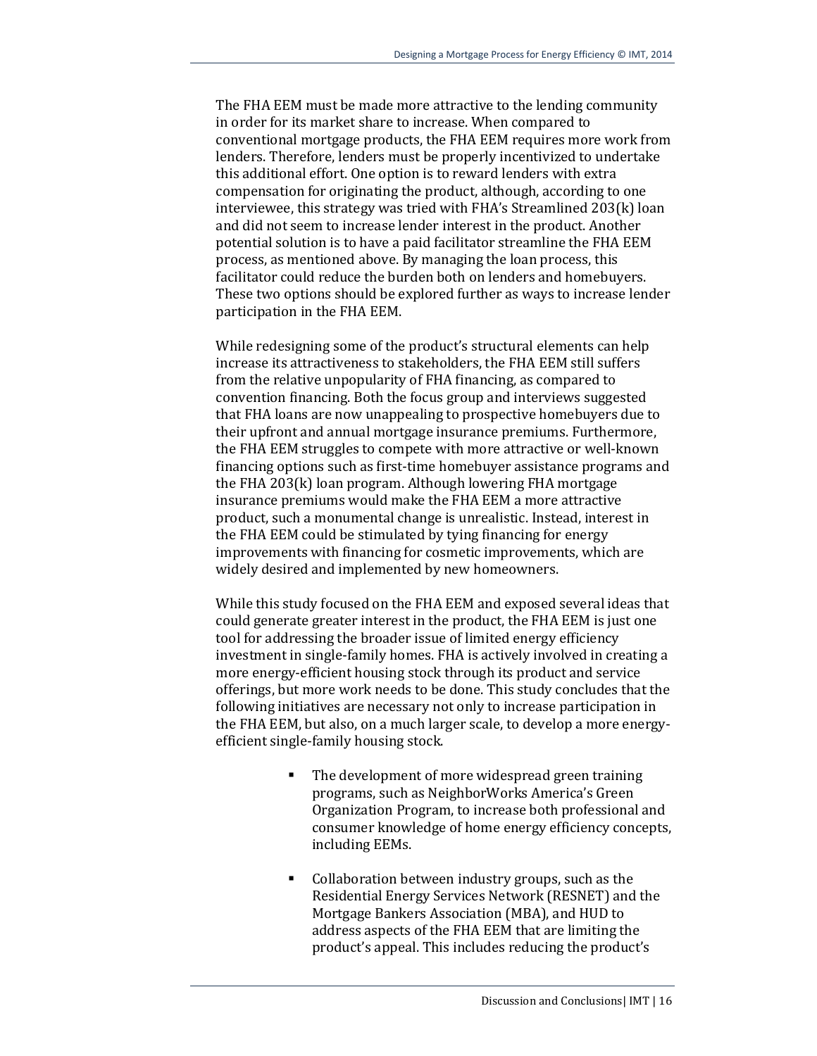The FHA EEM must be made more attractive to the lending community in order for its market share to increase. When compared to conventional mortgage products, the FHA EEM requires more work from lenders. Therefore, lenders must be properly incentivized to undertake this additional effort. One option is to reward lenders with extra compensation for originating the product, although, according to one interviewee, this strategy was tried with FHA's Streamlined 203(k) loan and did not seem to increase lender interest in the product. Another potential solution is to have a paid facilitator streamline the FHA EEM process, as mentioned above. By managing the loan process, this facilitator could reduce the burden both on lenders and homebuyers. These two options should be explored further as ways to increase lender participation in the FHA EEM.

While redesigning some of the product's structural elements can help increase its attractiveness to stakeholders, the FHA EEM still suffers from the relative unpopularity of FHA financing, as compared to convention financing. Both the focus group and interviews suggested that FHA loans are now unappealing to prospective homebuyers due to their upfront and annual mortgage insurance premiums. Furthermore, the FHA EEM struggles to compete with more attractive or well-known financing options such as first-time homebuyer assistance programs and the FHA 203(k) loan program. Although lowering FHA mortgage insurance premiums would make the FHA EEM a more attractive product, such a monumental change is unrealistic. Instead, interest in the FHA EEM could be stimulated by tying financing for energy improvements with financing for cosmetic improvements, which are widely desired and implemented by new homeowners.

While this study focused on the FHA EEM and exposed several ideas that could generate greater interest in the product, the FHA EEM is just one tool for addressing the broader issue of limited energy efficiency investment in single-family homes. FHA is actively involved in creating a more energy-efficient housing stock through its product and service offerings, but more work needs to be done. This study concludes that the following initiatives are necessary not only to increase participation in the FHA EEM, but also, on a much larger scale, to develop a more energy-efficient single-family housing stock.

- The development of more widespread green training programs, such as NeighborWorks America's Green Organization Program, to increase both professional and consumer knowledge of home energy efficiency concepts, including EEMs.

- Collaboration between industry groups, such as the Residential Energy Services Network (RESNET) and the Mortgage Bankers Association (MBA), and HUD to address aspects of the FHA EEM that are limiting the product's appeal. This includes reducing the product's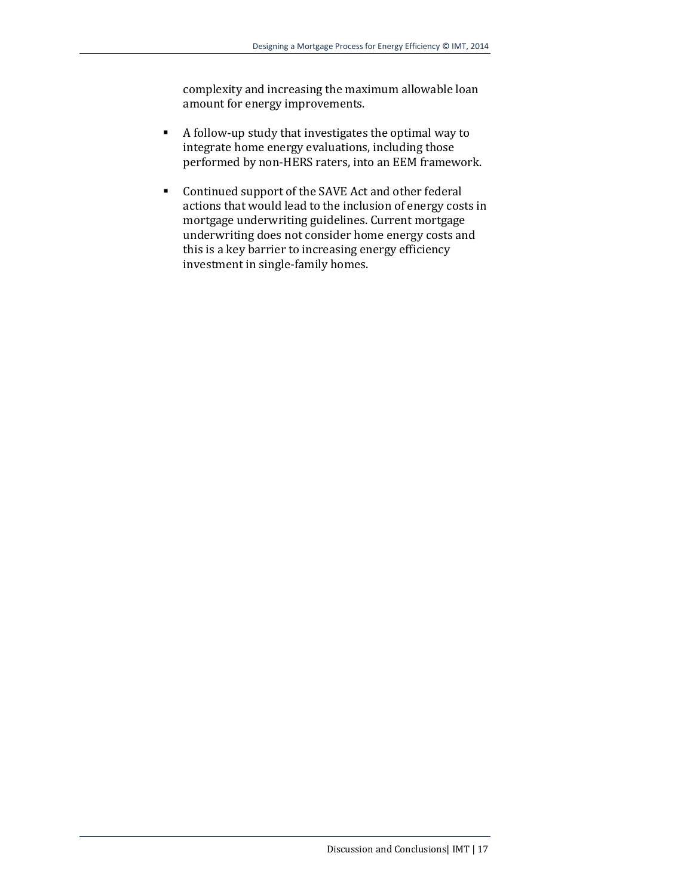complexity and increasing the maximum allowable loan amount for energy improvements.

- A follow-up study that investigates the optimal way to integrate home energy evaluations, including those performed by non-HERS raters, into an EEM framework.

- Continued support of the SAVE Act and other federal actions that would lead to the inclusion of energy costs in mortgage underwriting guidelines. Current mortgage underwriting does not consider home energy costs and this is a key barrier to increasing energy efficiency investment in single-family homes.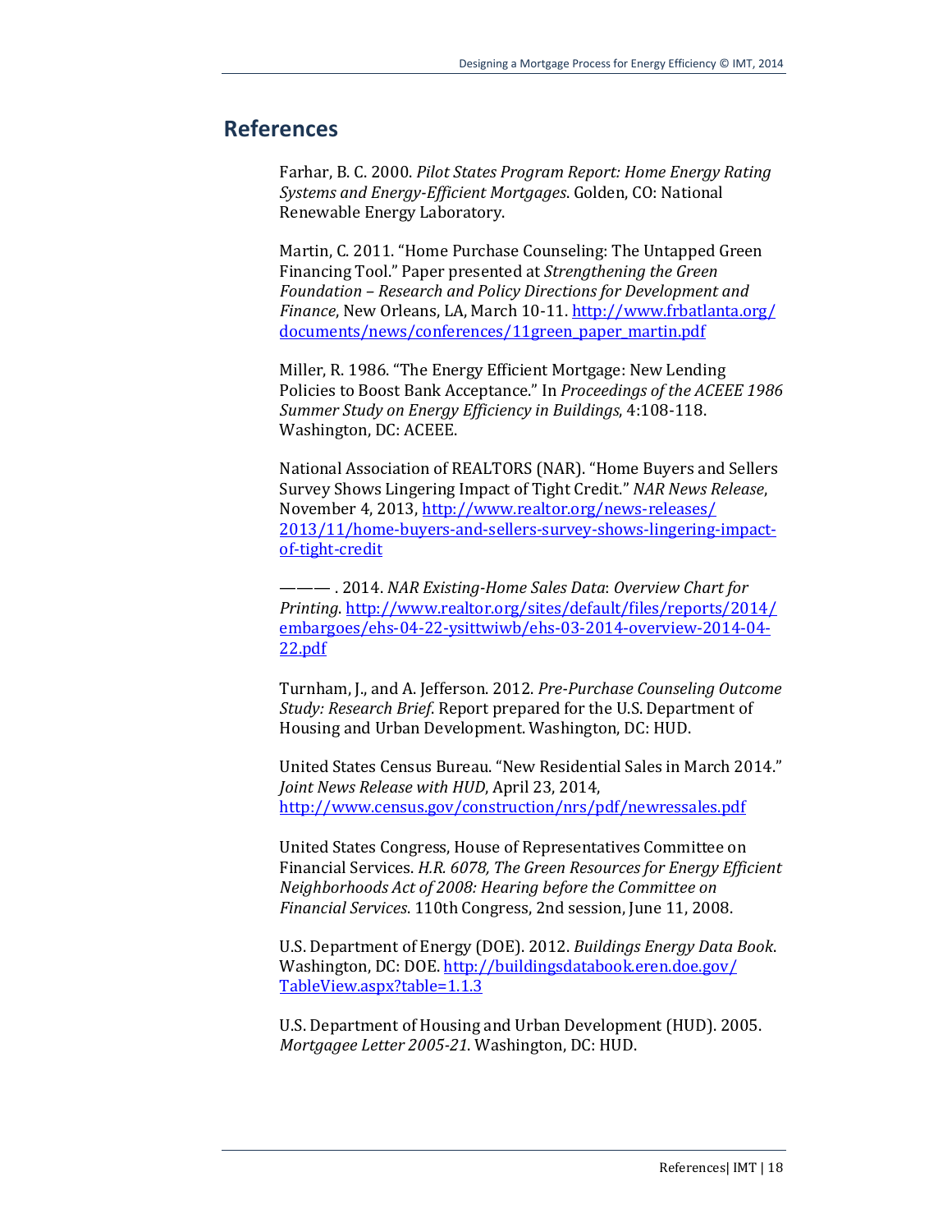## References

Farhar, B. C. 2000. *Pilot States Program Report: Home Energy Rating Systems and Energy-Efficient Mortgages*. Golden, CO: National Renewable Energy Laboratory.

Martin, C. 2011. "Home Purchase Counseling: The Untapped Green Financing Tool." Paper presented at *Strengthening the Green Foundation – Research and Policy Directions for Development and Finance*, New Orleans, LA, March 10-11. http://www.frbatlanta.org/documents/news/conferences/11green_paper_martin.pdf

Miller, R. 1986. "The Energy Efficient Mortgage: New Lending Policies to Boost Bank Acceptance." In *Proceedings of the ACEEE 1986 Summer Study on Energy Efficiency in Buildings*, 4:108-118. Washington, DC: ACEEE.

National Association of REALTORS (NAR). "Home Buyers and Sellers Survey Shows Lingering Impact of Tight Credit." *NAR News Release*, November 4, 2013, http://www.realtor.org/news-releases/2013/11/home-buyers-and-sellers-survey-shows-lingering-impact-of-tight-credit

——— . 2014. *NAR Existing-Home Sales Data*: *Overview Chart for Printing*. http://www.realtor.org/sites/default/files/reports/2014/embargoes/ehs-04-22-ysittwiwb/ehs-03-2014-overview-2014-04-22.pdf

Turnham, J., and A. Jefferson. 2012. *Pre-Purchase Counseling Outcome Study: Research Brief*. Report prepared for the U.S. Department of Housing and Urban Development. Washington, DC: HUD.

United States Census Bureau. "New Residential Sales in March 2014." *Joint News Release with HUD*, April 23, 2014, http://www.census.gov/construction/nrs/pdf/newressales.pdf

United States Congress, House of Representatives Committee on Financial Services. *H.R. 6078, The Green Resources for Energy Efficient Neighborhoods Act of 2008: Hearing before the Committee on Financial Services*. 110th Congress, 2nd session, June 11, 2008.

U.S. Department of Energy (DOE). 2012. *Buildings Energy Data Book*. Washington, DC: DOE. http://buildingsdatabook.eren.doe.gov/TableView.aspx?table=1.1.3

U.S. Department of Housing and Urban Development (HUD). 2005. *Mortgagee Letter 2005-21*. Washington, DC: HUD.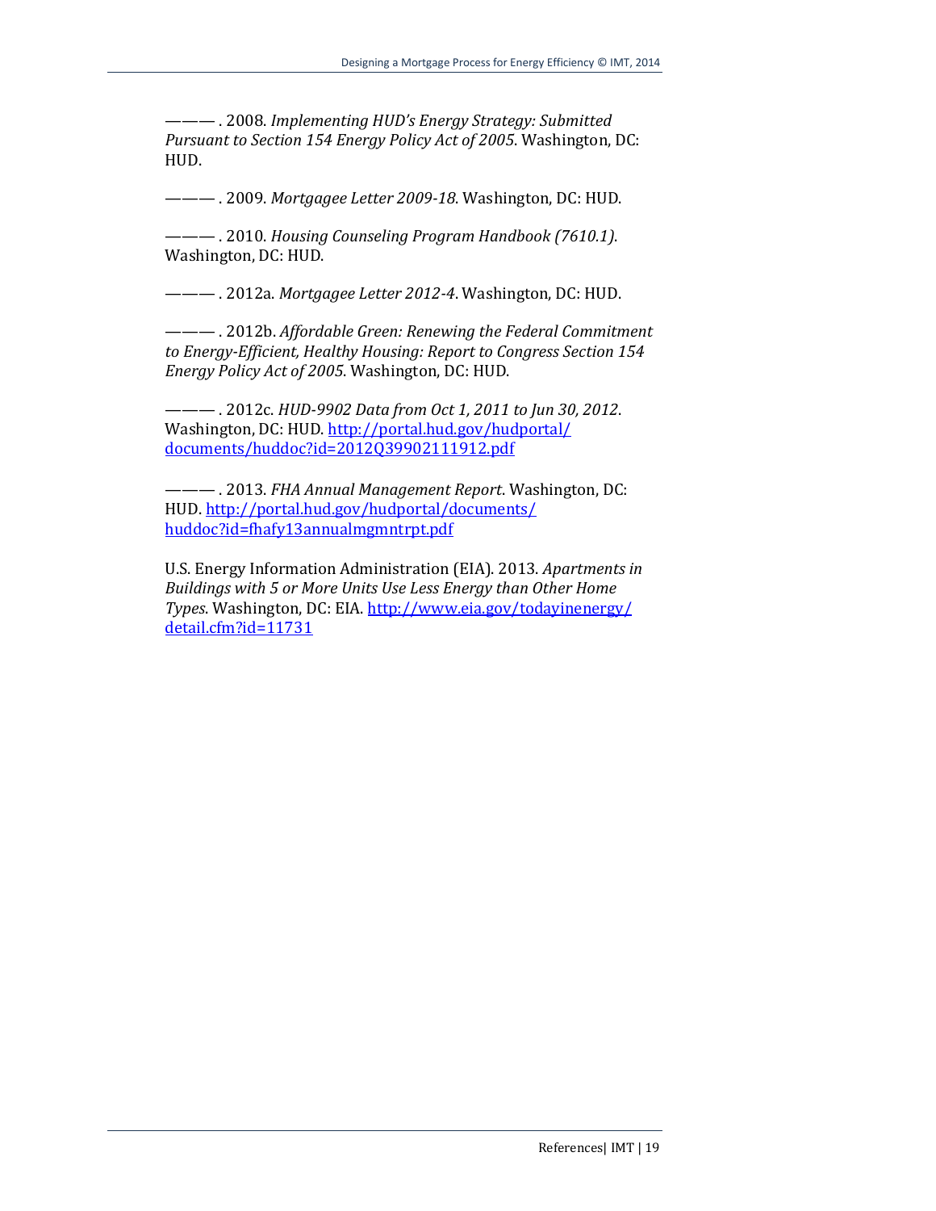———. 2008. *Implementing HUD's Energy Strategy: Submitted Pursuant to Section 154 Energy Policy Act of 2005*. Washington, DC: HUD.

———. 2009. *Mortgagee Letter 2009-18*. Washington, DC: HUD.

———. 2010. *Housing Counseling Program Handbook (7610.1)*. Washington, DC: HUD.

———. 2012a. *Mortgagee Letter 2012-4*. Washington, DC: HUD.

———. 2012b. *Affordable Green: Renewing the Federal Commitment to Energy-Efficient, Healthy Housing: Report to Congress Section 154 Energy Policy Act of 2005*. Washington, DC: HUD.

———. 2012c. *HUD-9902 Data from Oct 1, 2011 to Jun 30, 2012*. Washington, DC: HUD. http://portal.hud.gov/hudportal/documents/huddoc?id=2012Q39902111912.pdf

———. 2013. *FHA Annual Management Report*. Washington, DC: HUD. http://portal.hud.gov/hudportal/documents/huddoc?id=fhafy13annualmgmntrpt.pdf

U.S. Energy Information Administration (EIA). 2013. *Apartments in Buildings with 5 or More Units Use Less Energy than Other Home Types*. Washington, DC: EIA. http://www.eia.gov/todayinenergy/detail.cfm?id=11731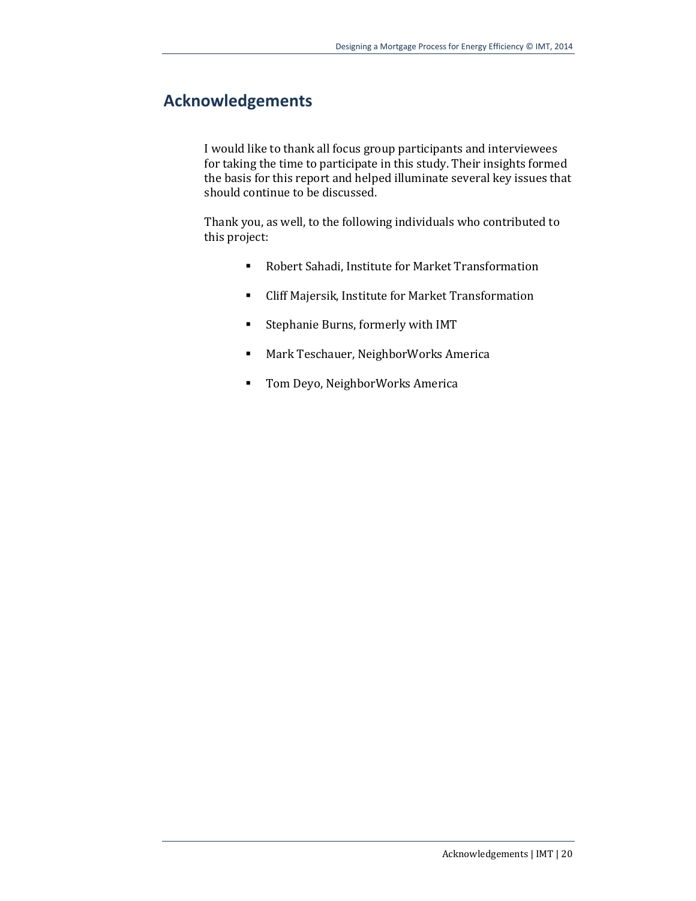## Acknowledgements

I would like to thank all focus group participants and interviewees for taking the time to participate in this study. Their insights formed the basis for this report and helped illuminate several key issues that should continue to be discussed.

Thank you, as well, to the following individuals who contributed to this project:

- Robert Sahadi, Institute for Market Transformation
- Cliff Majersik, Institute for Market Transformation
- Stephanie Burns, formerly with IMT
- Mark Teschauer, NeighborWorks America
- Tom Deyo, NeighborWorks America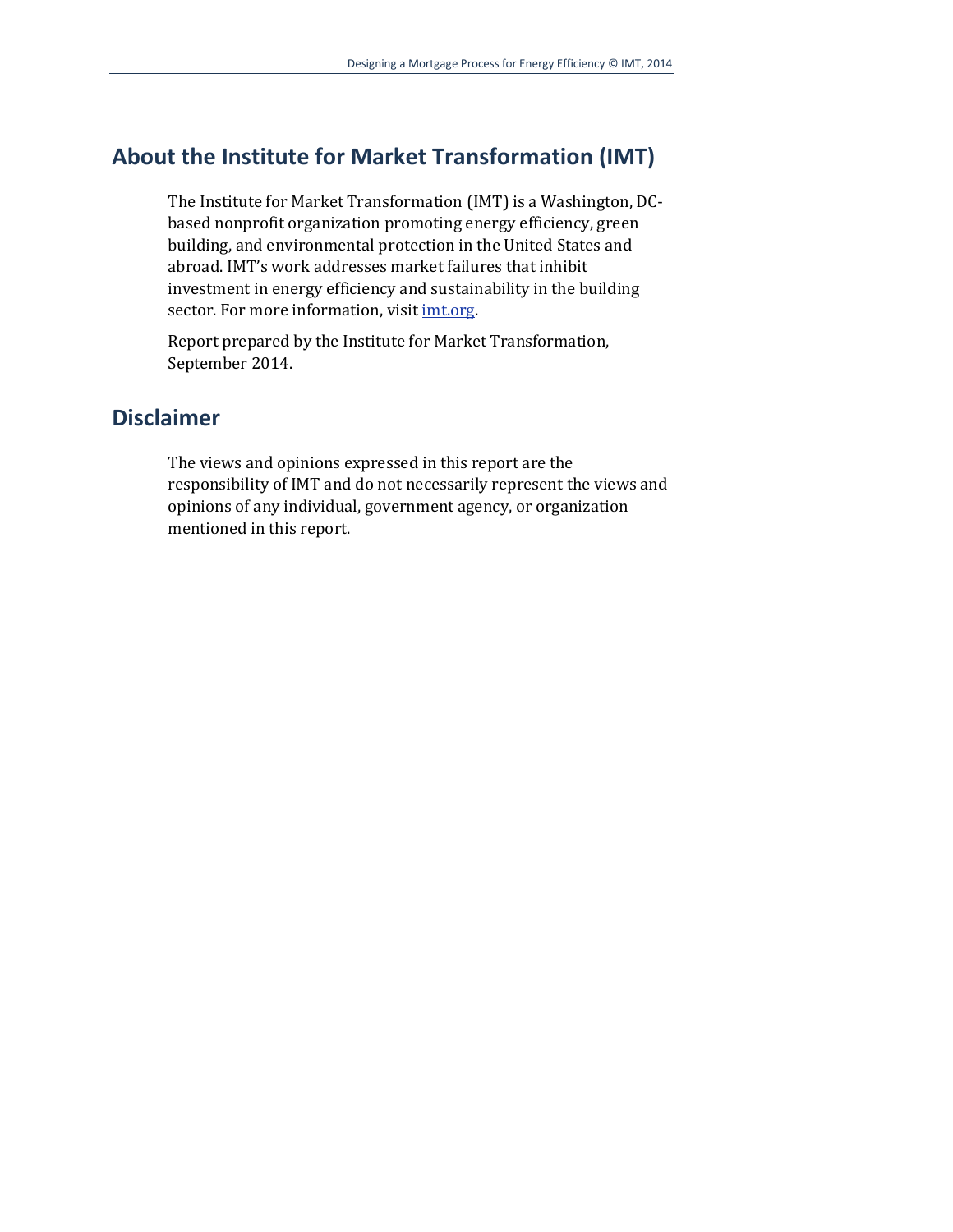## About the Institute for Market Transformation (IMT)

The Institute for Market Transformation (IMT) is a Washington, DC-based nonprofit organization promoting energy efficiency, green building, and environmental protection in the United States and abroad. IMT's work addresses market failures that inhibit investment in energy efficiency and sustainability in the building sector. For more information, visit [imt.org](http://imt.org).

Report prepared by the Institute for Market Transformation, September 2014.

## Disclaimer

The views and opinions expressed in this report are the responsibility of IMT and do not necessarily represent the views and opinions of any individual, government agency, or organization mentioned in this report.